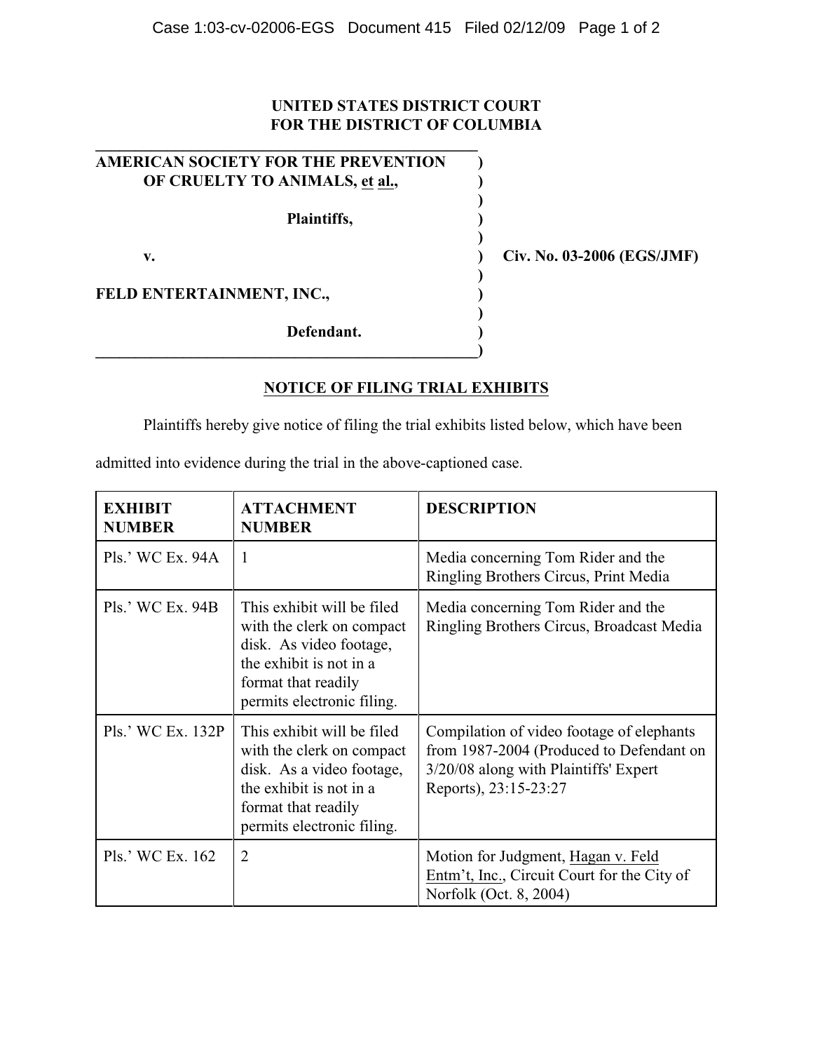**UNITED STATES DISTRICT COURT**
**FOR THE DISTRICT OF COLUMBIA**

**AMERICAN SOCIETY FOR THE PREVENTION OF CRUELTY TO ANIMALS, et al.,**

**Plaintiffs,**

**v.**

**FELD ENTERTAINMENT, INC.,**

**Defendant.**

**Civ. No. 03-2006 (EGS/JMF)**

## NOTICE OF FILING TRIAL EXHIBITS

Plaintiffs hereby give notice of filing the trial exhibits listed below, which have been admitted into evidence during the trial in the above-captioned case.

| EXHIBIT NUMBER | ATTACHMENT NUMBER | DESCRIPTION |
|---|---|---|
| Pls.' WC Ex. 94A | 1 | Media concerning Tom Rider and the Ringling Brothers Circus, Print Media |
| Pls.' WC Ex. 94B | This exhibit will be filed with the clerk on compact disk. As video footage, the exhibit is not in a format that readily permits electronic filing. | Media concerning Tom Rider and the Ringling Brothers Circus, Broadcast Media |
| Pls.' WC Ex. 132P | This exhibit will be filed with the clerk on compact disk. As a video footage, the exhibit is not in a format that readily permits electronic filing. | Compilation of video footage of elephants from 1987-2004 (Produced to Defendant on 3/20/08 along with Plaintiffs' Expert Reports), 23:15-23:27 |
| Pls.' WC Ex. 162 | 2 | Motion for Judgment, Hagan v. Feld Entm't, Inc., Circuit Court for the City of Norfolk (Oct. 8, 2004) |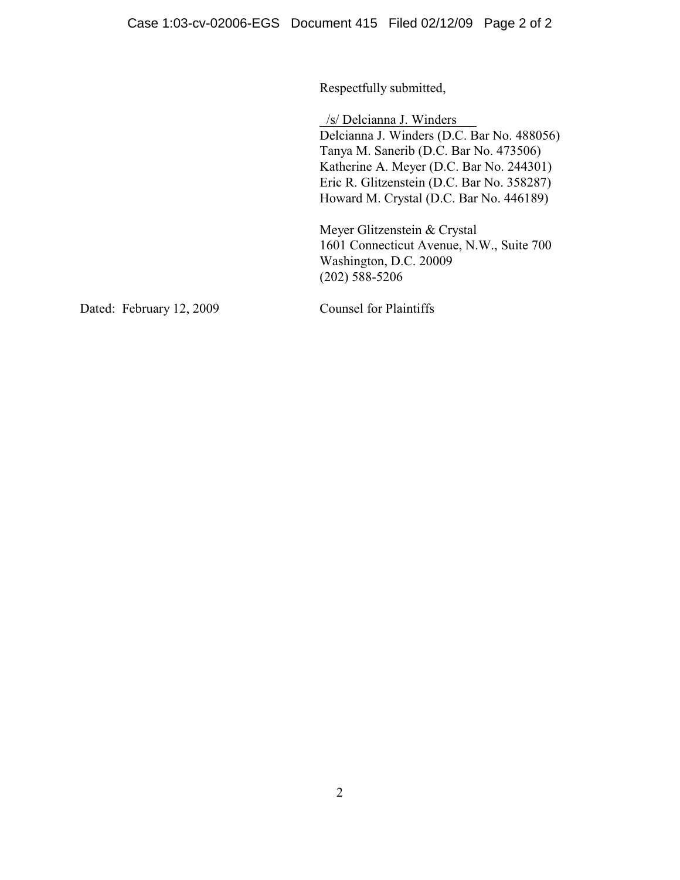Respectfully submitted,

/s/ Delcianna J. Winders

Delcianna J. Winders (D.C. Bar No. 488056)
Tanya M. Sanerib (D.C. Bar No. 473506)
Katherine A. Meyer (D.C. Bar No. 244301)
Eric R. Glitzenstein (D.C. Bar No. 358287)
Howard M. Crystal (D.C. Bar No. 446189)

Meyer Glitzenstein & Crystal
1601 Connecticut Avenue, N.W., Suite 700
Washington, D.C. 20009
(202) 588-5206

Dated: February 12, 2009

Counsel for Plaintiffs